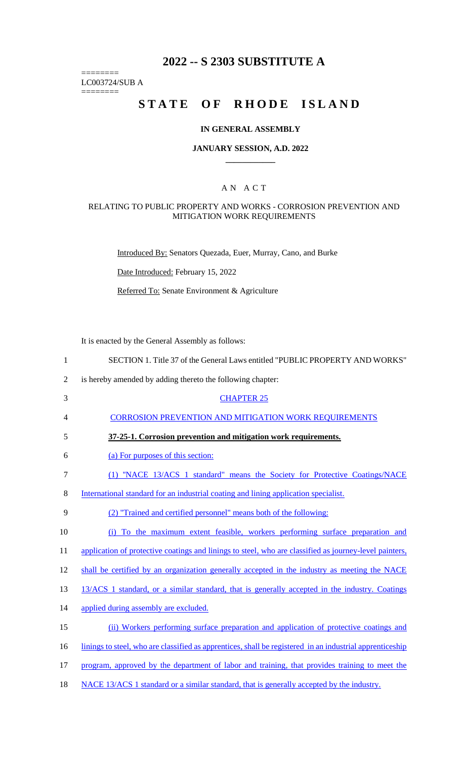# 2022 -- S 2303 SUBSTITUTE A

========
LC003724/SUB A
========

# STATE OF RHODE ISLAND

### IN GENERAL ASSEMBLY

### JANUARY SESSION, A.D. 2022

## A N A C T

### RELATING TO PUBLIC PROPERTY AND WORKS - CORROSION PREVENTION AND MITIGATION WORK REQUIREMENTS

Introduced By: Senators Quezada, Euer, Murray, Cano, and Burke

Date Introduced: February 15, 2022

Referred To: Senate Environment & Agriculture

It is enacted by the General Assembly as follows:

1 SECTION 1. Title 37 of the General Laws entitled "PUBLIC PROPERTY AND WORKS"
2 is hereby amended by adding thereto the following chapter:

3 CHAPTER 25

4 CORROSION PREVENTION AND MITIGATION WORK REQUIREMENTS

5 **37-25-1. Corrosion prevention and mitigation work requirements.**

6 (a) For purposes of this section:

7 (1) "NACE 13/ACS 1 standard" means the Society for Protective Coatings/NACE
8 International standard for an industrial coating and lining application specialist.

9 (2) "Trained and certified personnel" means both of the following:

10 (i) To the maximum extent feasible, workers performing surface preparation and
11 application of protective coatings and linings to steel, who are classified as journey-level painters,
12 shall be certified by an organization generally accepted in the industry as meeting the NACE
13 13/ACS 1 standard, or a similar standard, that is generally accepted in the industry. Coatings
14 applied during assembly are excluded.

15 (ii) Workers performing surface preparation and application of protective coatings and
16 linings to steel, who are classified as apprentices, shall be registered in an industrial apprenticeship
17 program, approved by the department of labor and training, that provides training to meet the
18 NACE 13/ACS 1 standard or a similar standard, that is generally accepted by the industry.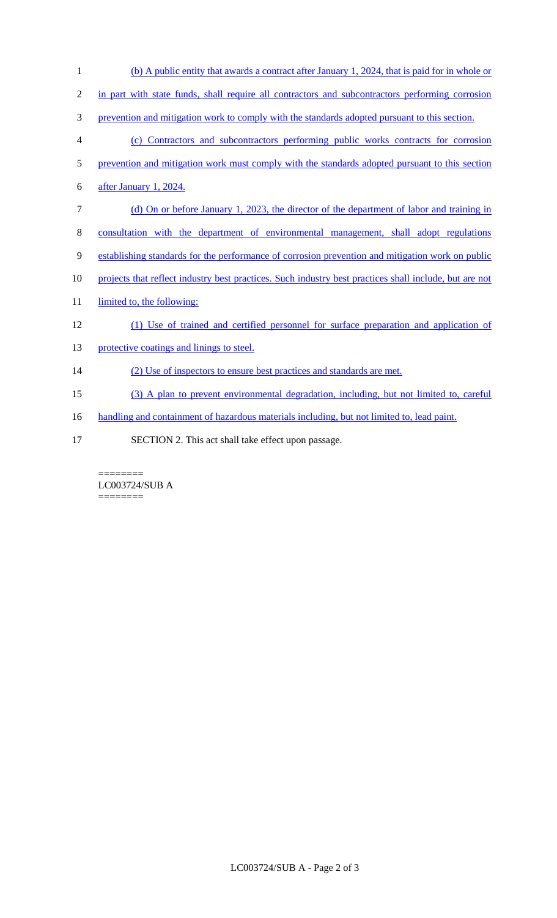(b) A public entity that awards a contract after January 1, 2024, that is paid for in whole or in part with state funds, shall require all contractors and subcontractors performing corrosion prevention and mitigation work to comply with the standards adopted pursuant to this section.

(c) Contractors and subcontractors performing public works contracts for corrosion prevention and mitigation work must comply with the standards adopted pursuant to this section after January 1, 2024.

(d) On or before January 1, 2023, the director of the department of labor and training in consultation with the department of environmental management, shall adopt regulations establishing standards for the performance of corrosion prevention and mitigation work on public projects that reflect industry best practices. Such industry best practices shall include, but are not limited to, the following:

(1) Use of trained and certified personnel for surface preparation and application of protective coatings and linings to steel.

(2) Use of inspectors to ensure best practices and standards are met.

(3) A plan to prevent environmental degradation, including, but not limited to, careful handling and containment of hazardous materials including, but not limited to, lead paint.

SECTION 2. This act shall take effect upon passage.

========
LC003724/SUB A
========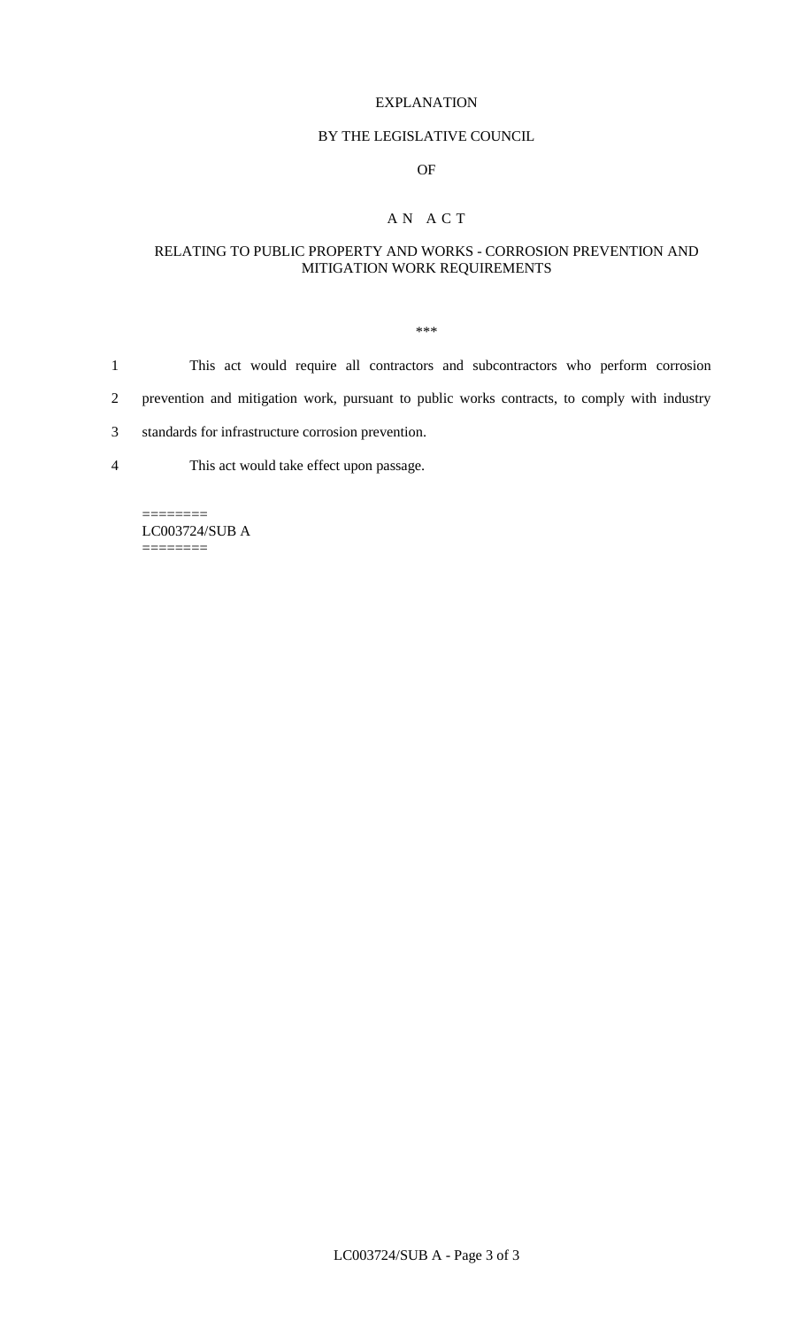EXPLANATION

BY THE LEGISLATIVE COUNCIL

OF

# A N A C T

RELATING TO PUBLIC PROPERTY AND WORKS - CORROSION PREVENTION AND MITIGATION WORK REQUIREMENTS

\*\*\*

1 This act would require all contractors and subcontractors who perform corrosion
2 prevention and mitigation work, pursuant to public works contracts, to comply with industry
3 standards for infrastructure corrosion prevention.
4 This act would take effect upon passage.

========
LC003724/SUB A
========